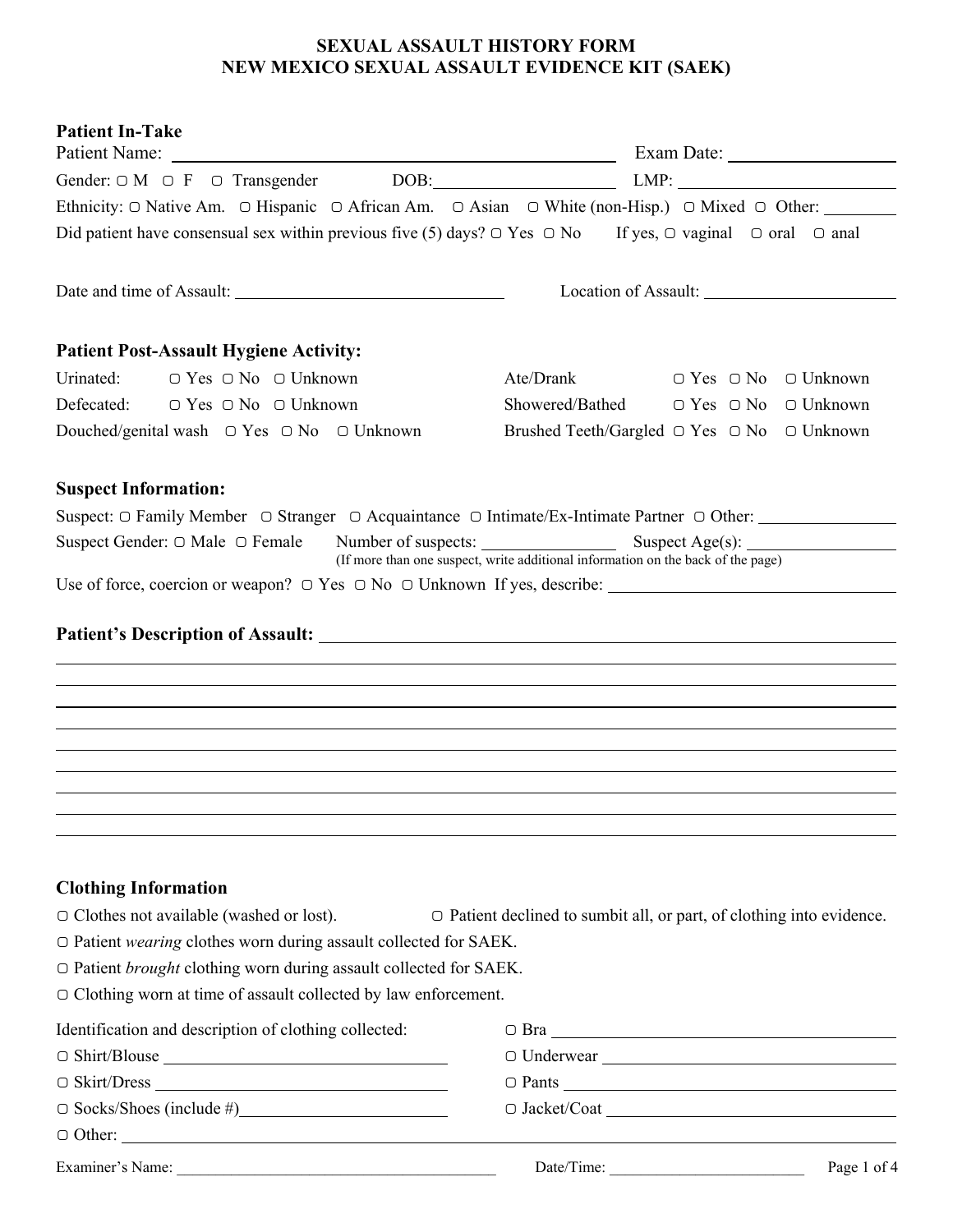# SEXUAL ASSAULT HISTORY FORM
# NEW MEXICO SEXUAL ASSAULT EVIDENCE KIT (SAEK)

## Patient In-Take

Patient Name: ____________________ Exam Date: ____________

Gender: ▢ M ▢ F ▢ Transgender DOB: ____________ LMP: ____________

Ethnicity: ▢ Native Am. ▢ Hispanic ▢ African Am. ▢ Asian ▢ White (non-Hisp.) ▢ Mixed ▢ Other: ________

Did patient have consensual sex within previous five (5) days? ▢ Yes ▢ No If yes, ▢ vaginal ▢ oral ▢ anal

Date and time of Assault: ____________________ Location of Assault: ____________________

## Patient Post-Assault Hygiene Activity:

| | | | | | | | |
|---|---|---|---|---|---|---|---|
| Urinated: | ▢ Yes | ▢ No | ▢ Unknown | Ate/Drank | ▢ Yes | ▢ No | ▢ Unknown |
| Defecated: | ▢ Yes | ▢ No | ▢ Unknown | Showered/Bathed | ▢ Yes | ▢ No | ▢ Unknown |
| Douched/genital wash | ▢ Yes | ▢ No | ▢ Unknown | Brushed Teeth/Gargled | ▢ Yes | ▢ No | ▢ Unknown |

## Suspect Information:

Suspect: ▢ Family Member ▢ Stranger ▢ Acquaintance ▢ Intimate/Ex-Intimate Partner ▢ Other: ____________

Suspect Gender: ▢ Male ▢ Female Number of suspects: ____________ Suspect Age(s): ____________
(If more than one suspect, write additional information on the back of the page)

Use of force, coercion or weapon? ▢ Yes ▢ No ▢ Unknown If yes, describe: ____________________

## Patient's Description of Assault: ____________________

________________________________________

________________________________________

________________________________________

________________________________________

________________________________________

________________________________________

________________________________________

________________________________________

________________________________________

## Clothing Information

▢ Clothes not available (washed or lost). ▢ Patient declined to sumbit all, or part, of clothing into evidence.

▢ Patient *wearing* clothes worn during assault collected for SAEK.

▢ Patient *brought* clothing worn during assault collected for SAEK.

▢ Clothing worn at time of assault collected by law enforcement.

Identification and description of clothing collected:

▢ Bra ____________________

▢ Shirt/Blouse ____________________

▢ Underwear ____________________

▢ Skirt/Dress ____________________

▢ Pants ____________________

▢ Socks/Shoes (include #) ____________________

▢ Jacket/Coat ____________________

▢ Other: ____________________

Examiner's Name: ____________________ Date/Time: ____________________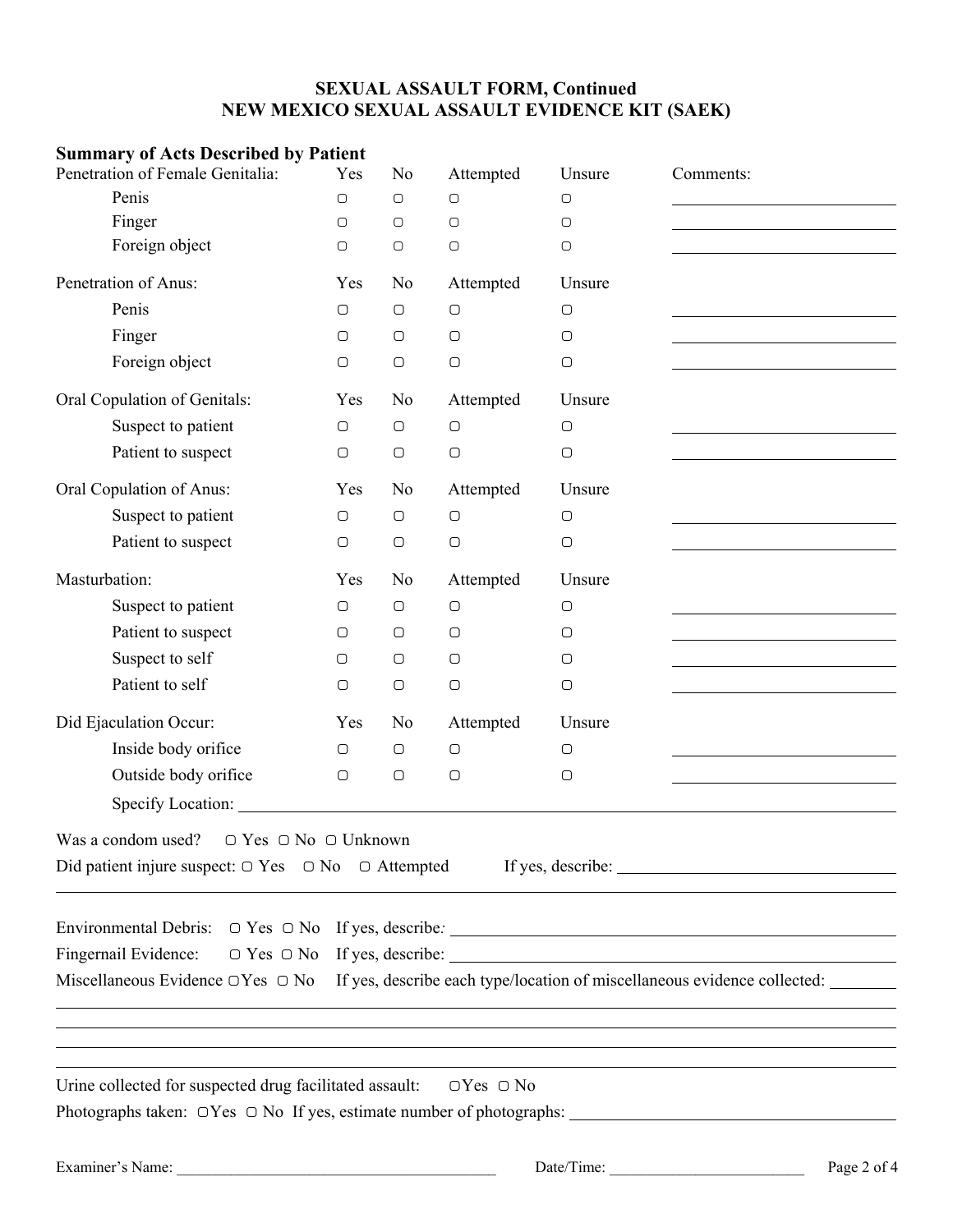# SEXUAL ASSAULT FORM, Continued
# NEW MEXICO SEXUAL ASSAULT EVIDENCE KIT (SAEK)

**Summary of Acts Described by Patient**

| Penetration of Female Genitalia: | Yes | No | Attempted | Unsure | Comments: |
|---|---|---|---|---|---|
| Penis | ▢ | ▢ | ▢ | ▢ | ______ |
| Finger | ▢ | ▢ | ▢ | ▢ | ______ |
| Foreign object | ▢ | ▢ | ▢ | ▢ | ______ |
| **Penetration of Anus:** | **Yes** | **No** | **Attempted** | **Unsure** | |
| Penis | ▢ | ▢ | ▢ | ▢ | ______ |
| Finger | ▢ | ▢ | ▢ | ▢ | ______ |
| Foreign object | ▢ | ▢ | ▢ | ▢ | ______ |
| **Oral Copulation of Genitals:** | **Yes** | **No** | **Attempted** | **Unsure** | |
| Suspect to patient | ▢ | ▢ | ▢ | ▢ | ______ |
| Patient to suspect | ▢ | ▢ | ▢ | ▢ | ______ |
| **Oral Copulation of Anus:** | **Yes** | **No** | **Attempted** | **Unsure** | |
| Suspect to patient | ▢ | ▢ | ▢ | ▢ | ______ |
| Patient to suspect | ▢ | ▢ | ▢ | ▢ | ______ |
| **Masturbation:** | **Yes** | **No** | **Attempted** | **Unsure** | |
| Suspect to patient | ▢ | ▢ | ▢ | ▢ | ______ |
| Patient to suspect | ▢ | ▢ | ▢ | ▢ | ______ |
| Suspect to self | ▢ | ▢ | ▢ | ▢ | ______ |
| Patient to self | ▢ | ▢ | ▢ | ▢ | ______ |
| **Did Ejaculation Occur:** | **Yes** | **No** | **Attempted** | **Unsure** | |
| Inside body orifice | ▢ | ▢ | ▢ | ▢ | ______ |
| Outside body orifice | ▢ | ▢ | ▢ | ▢ | ______ |

Specify Location: ______

Was a condom used? ▢ Yes ▢ No ▢ Unknown

Did patient injure suspect: ▢ Yes ▢ No ▢ Attempted If yes, describe: ______

______

Environmental Debris: ▢ Yes ▢ No If yes, describe: ______

Fingernail Evidence: ▢ Yes ▢ No If yes, describe: ______

Miscellaneous Evidence ▢ Yes ▢ No If yes, describe each type/location of miscellaneous evidence collected: ______

______

______

______

______

Urine collected for suspected drug facilitated assault: ▢ Yes ▢ No

Photographs taken: ▢ Yes ▢ No If yes, estimate number of photographs: ______

Examiner's Name: ______ Date/Time: ______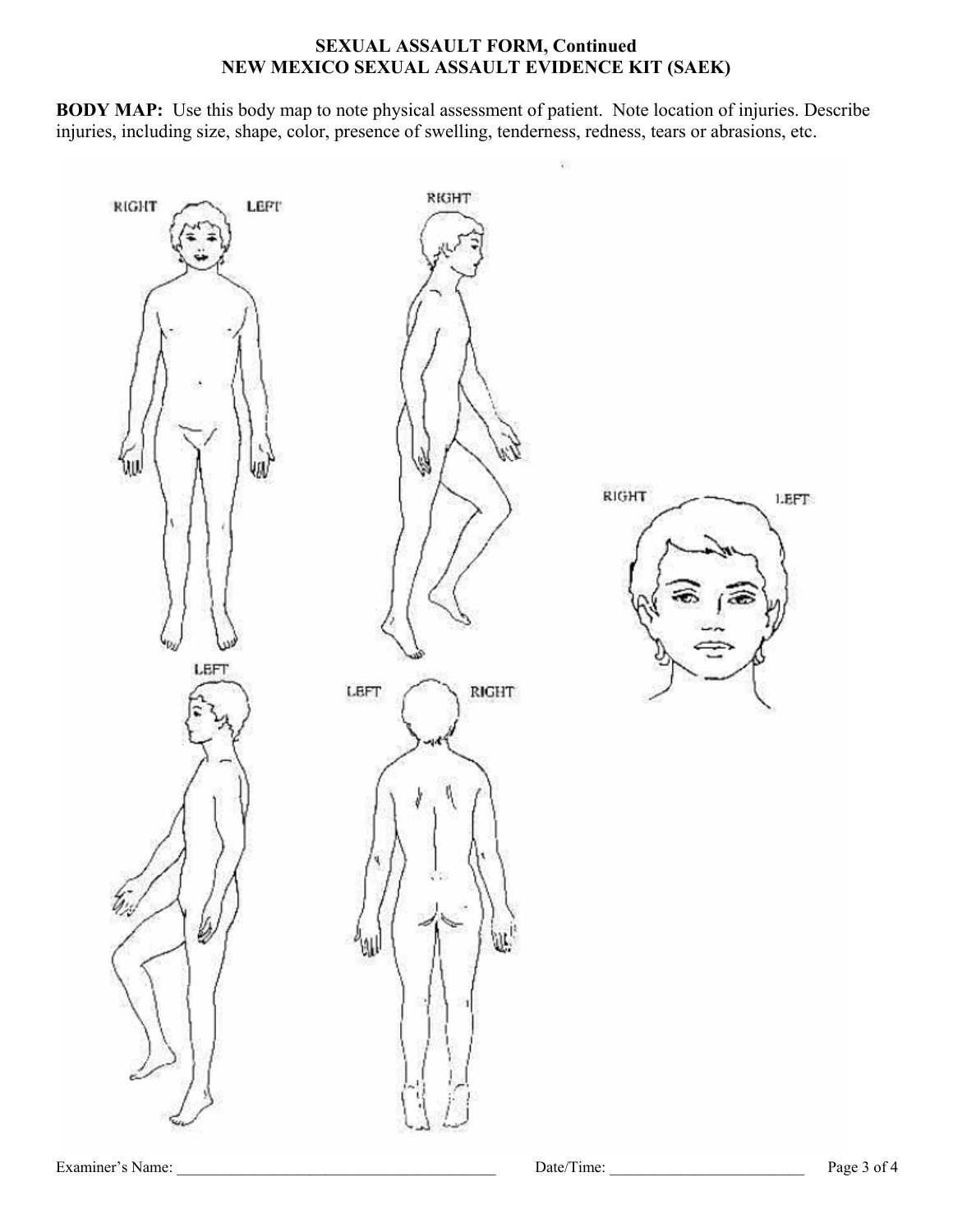**SEXUAL ASSAULT FORM, Continued**
**NEW MEXICO SEXUAL ASSAULT EVIDENCE KIT (SAEK)**

**BODY MAP:** Use this body map to note physical assessment of patient. Note location of injuries. Describe injuries, including size, shape, color, presence of swelling, tenderness, redness, tears or abrasions, etc.

RIGHT LEFT

RIGHT

RIGHT LEFT

LEFT

LEFT RIGHT

Examiner's Name: ______________________________ Date/Time: ____________________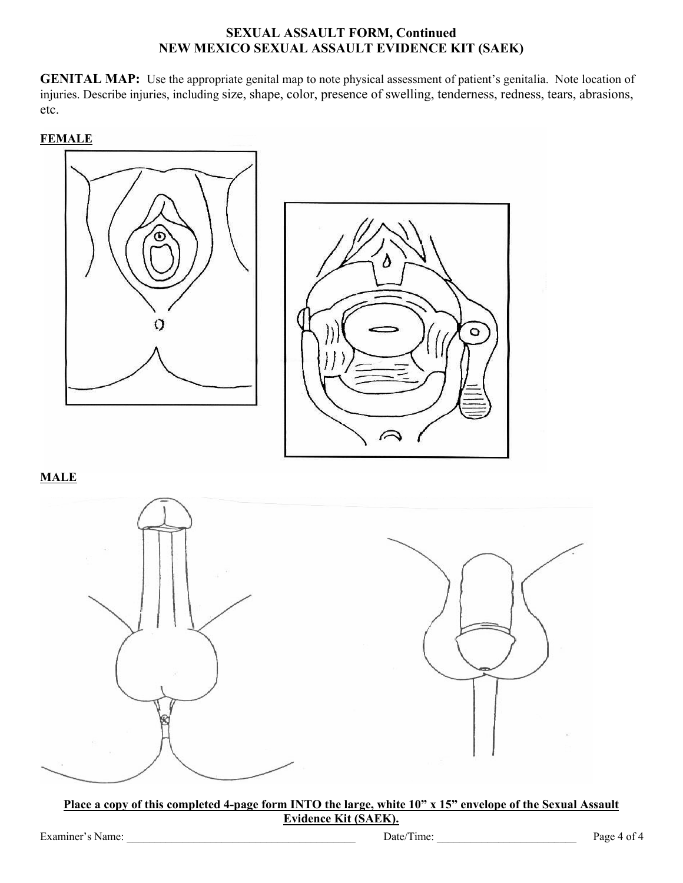**SEXUAL ASSAULT FORM, Continued**
**NEW MEXICO SEXUAL ASSAULT EVIDENCE KIT (SAEK)**

**GENITAL MAP:** Use the appropriate genital map to note physical assessment of patient's genitalia. Note location of injuries. Describe injuries, including size, shape, color, presence of swelling, tenderness, redness, tears, abrasions, etc.

**FEMALE**

**MALE**

**Place a copy of this completed 4-page form INTO the large, white 10" x 15" envelope of the Sexual Assault Evidence Kit (SAEK).**

Examiner's Name: ________________________________________ Date/Time: ________________________